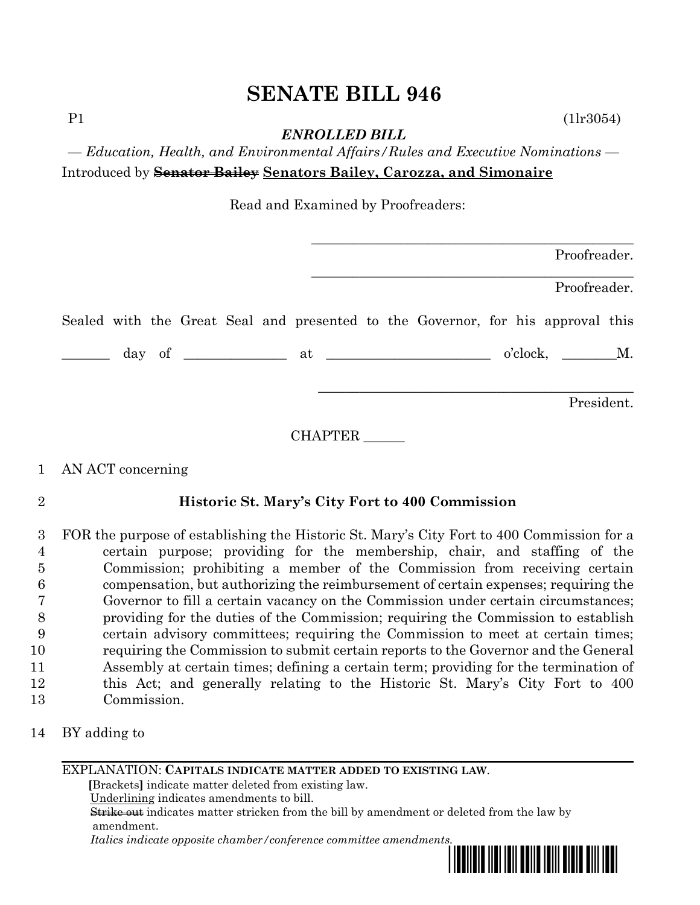# SENATE BILL 946

P1 (1lr3054)

***ENROLLED BILL***

*— Education, Health, and Environmental Affairs/Rules and Executive Nominations —*

Introduced by ~~Senator Bailey~~ **Senators Bailey, Carozza, and Simonaire**

Read and Examined by Proofreaders:

_______________________________________________ Proofreader.

_______________________________________________ Proofreader.

Sealed with the Great Seal and presented to the Governor, for his approval this

_______ day of ______________ at ________________________ o'clock, ________M.

_______________________________________________ President.

CHAPTER ______

1 AN ACT concerning

2 **Historic St. Mary's City Fort to 400 Commission**

3 FOR the purpose of establishing the Historic St. Mary's City Fort to 400 Commission for a
4 certain purpose; providing for the membership, chair, and staffing of the
5 Commission; prohibiting a member of the Commission from receiving certain
6 compensation, but authorizing the reimbursement of certain expenses; requiring the
7 Governor to fill a certain vacancy on the Commission under certain circumstances;
8 providing for the duties of the Commission; requiring the Commission to establish
9 certain advisory committees; requiring the Commission to meet at certain times;
10 requiring the Commission to submit certain reports to the Governor and the General
11 Assembly at certain times; defining a certain term; providing for the termination of
12 this Act; and generally relating to the Historic St. Mary's City Fort to 400
13 Commission.

14 BY adding to

---

EXPLANATION: **CAPITALS INDICATE MATTER ADDED TO EXISTING LAW.**
**[**Brackets**]** indicate matter deleted from existing law.
Underlining indicates amendments to bill.
~~Strike out~~ indicates matter stricken from the bill by amendment or deleted from the law by amendment.
*Italics indicate opposite chamber/conference committee amendments.*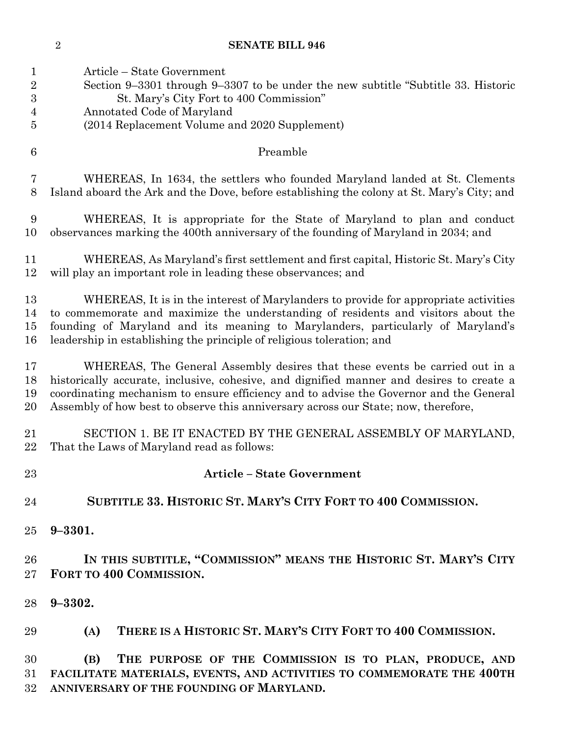Article – State Government
Section 9–3301 through 9–3307 to be under the new subtitle "Subtitle 33. Historic St. Mary's City Fort to 400 Commission"
Annotated Code of Maryland
(2014 Replacement Volume and 2020 Supplement)

Preamble

WHEREAS, In 1634, the settlers who founded Maryland landed at St. Clements Island aboard the Ark and the Dove, before establishing the colony at St. Mary's City; and

WHEREAS, It is appropriate for the State of Maryland to plan and conduct observances marking the 400th anniversary of the founding of Maryland in 2034; and

WHEREAS, As Maryland's first settlement and first capital, Historic St. Mary's City will play an important role in leading these observances; and

WHEREAS, It is in the interest of Marylanders to provide for appropriate activities to commemorate and maximize the understanding of residents and visitors about the founding of Maryland and its meaning to Marylanders, particularly of Maryland's leadership in establishing the principle of religious toleration; and

WHEREAS, The General Assembly desires that these events be carried out in a historically accurate, inclusive, cohesive, and dignified manner and desires to create a coordinating mechanism to ensure efficiency and to advise the Governor and the General Assembly of how best to observe this anniversary across our State; now, therefore,

SECTION 1. BE IT ENACTED BY THE GENERAL ASSEMBLY OF MARYLAND, That the Laws of Maryland read as follows:

**Article – State Government**

**SUBTITLE 33. HISTORIC ST. MARY'S CITY FORT TO 400 COMMISSION.**

**9–3301.**

**IN THIS SUBTITLE, "COMMISSION" MEANS THE HISTORIC ST. MARY'S CITY FORT TO 400 COMMISSION.**

**9–3302.**

**(A) THERE IS A HISTORIC ST. MARY'S CITY FORT TO 400 COMMISSION.**

**(B) THE PURPOSE OF THE COMMISSION IS TO PLAN, PRODUCE, AND FACILITATE MATERIALS, EVENTS, AND ACTIVITIES TO COMMEMORATE THE 400TH ANNIVERSARY OF THE FOUNDING OF MARYLAND.**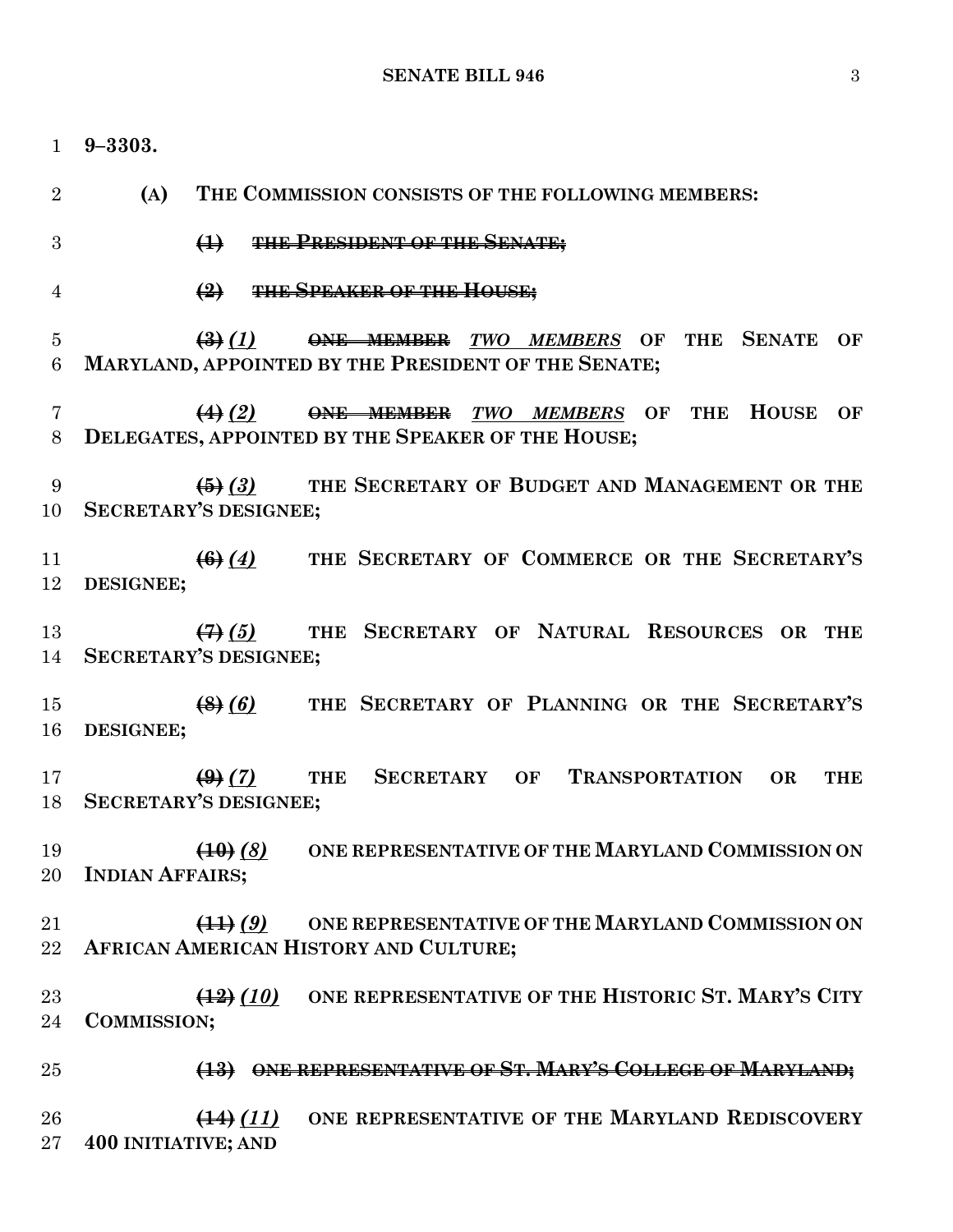**9–3303.**

**(A) THE COMMISSION CONSISTS OF THE FOLLOWING MEMBERS:**

**~~(1) THE PRESIDENT OF THE SENATE;~~**

**~~(2) THE SPEAKER OF THE HOUSE;~~**

**~~(3)~~ *(1)* ~~ONE MEMBER~~ *TWO MEMBERS* OF THE SENATE OF MARYLAND, APPOINTED BY THE PRESIDENT OF THE SENATE;**

**~~(4)~~ *(2)* ~~ONE MEMBER~~ *TWO MEMBERS* OF THE HOUSE OF DELEGATES, APPOINTED BY THE SPEAKER OF THE HOUSE;**

**~~(5)~~ *(3)* THE SECRETARY OF BUDGET AND MANAGEMENT OR THE SECRETARY'S DESIGNEE;**

**~~(6)~~ *(4)* THE SECRETARY OF COMMERCE OR THE SECRETARY'S DESIGNEE;**

**~~(7)~~ *(5)* THE SECRETARY OF NATURAL RESOURCES OR THE SECRETARY'S DESIGNEE;**

**~~(8)~~ *(6)* THE SECRETARY OF PLANNING OR THE SECRETARY'S DESIGNEE;**

**~~(9)~~ *(7)* THE SECRETARY OF TRANSPORTATION OR THE SECRETARY'S DESIGNEE;**

**~~(10)~~ *(8)* ONE REPRESENTATIVE OF THE MARYLAND COMMISSION ON INDIAN AFFAIRS;**

**~~(11)~~ *(9)* ONE REPRESENTATIVE OF THE MARYLAND COMMISSION ON AFRICAN AMERICAN HISTORY AND CULTURE;**

**~~(12)~~ *(10)* ONE REPRESENTATIVE OF THE HISTORIC ST. MARY'S CITY COMMISSION;**

**~~(13) ONE REPRESENTATIVE OF ST. MARY'S COLLEGE OF MARYLAND;~~**

**~~(14)~~ *(11)* ONE REPRESENTATIVE OF THE MARYLAND REDISCOVERY 400 INITIATIVE; AND**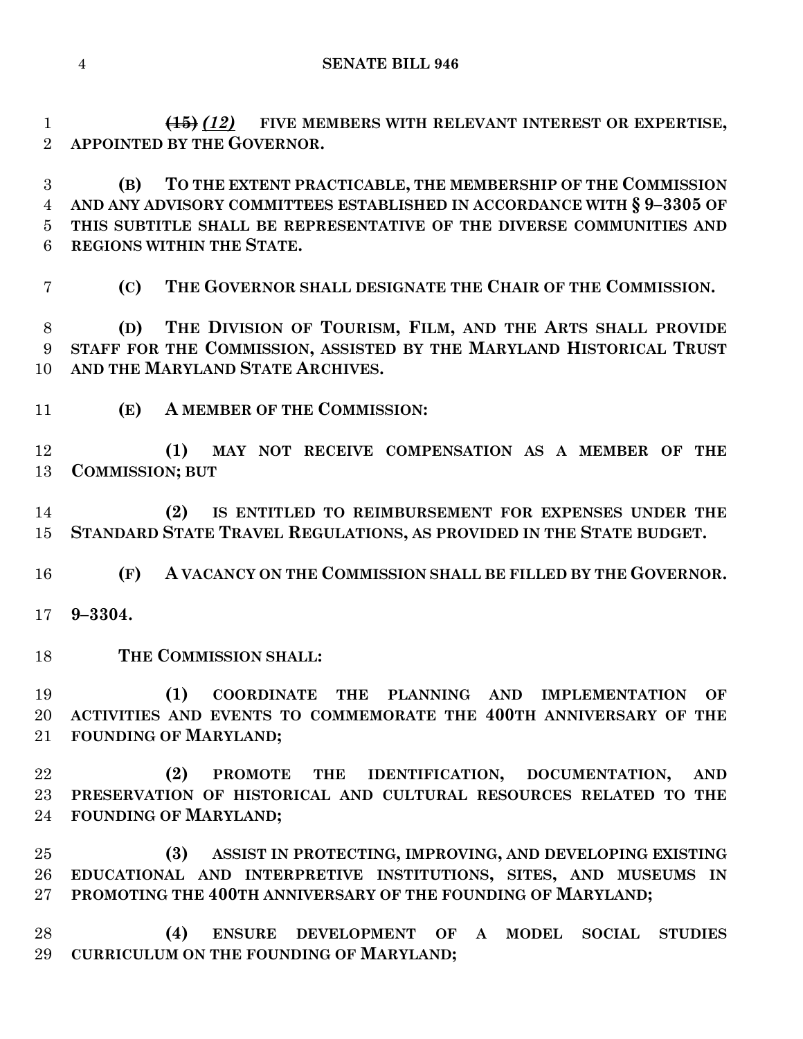~~(15)~~ ***(12)*** **FIVE MEMBERS WITH RELEVANT INTEREST OR EXPERTISE, APPOINTED BY THE GOVERNOR.**

**(B) TO THE EXTENT PRACTICABLE, THE MEMBERSHIP OF THE COMMISSION AND ANY ADVISORY COMMITTEES ESTABLISHED IN ACCORDANCE WITH § 9–3305 OF THIS SUBTITLE SHALL BE REPRESENTATIVE OF THE DIVERSE COMMUNITIES AND REGIONS WITHIN THE STATE.**

**(C) THE GOVERNOR SHALL DESIGNATE THE CHAIR OF THE COMMISSION.**

**(D) THE DIVISION OF TOURISM, FILM, AND THE ARTS SHALL PROVIDE STAFF FOR THE COMMISSION, ASSISTED BY THE MARYLAND HISTORICAL TRUST AND THE MARYLAND STATE ARCHIVES.**

**(E) A MEMBER OF THE COMMISSION:**

**(1) MAY NOT RECEIVE COMPENSATION AS A MEMBER OF THE COMMISSION; BUT**

**(2) IS ENTITLED TO REIMBURSEMENT FOR EXPENSES UNDER THE STANDARD STATE TRAVEL REGULATIONS, AS PROVIDED IN THE STATE BUDGET.**

**(F) A VACANCY ON THE COMMISSION SHALL BE FILLED BY THE GOVERNOR.**

**9–3304.**

**THE COMMISSION SHALL:**

**(1) COORDINATE THE PLANNING AND IMPLEMENTATION OF ACTIVITIES AND EVENTS TO COMMEMORATE THE 400TH ANNIVERSARY OF THE FOUNDING OF MARYLAND;**

**(2) PROMOTE THE IDENTIFICATION, DOCUMENTATION, AND PRESERVATION OF HISTORICAL AND CULTURAL RESOURCES RELATED TO THE FOUNDING OF MARYLAND;**

**(3) ASSIST IN PROTECTING, IMPROVING, AND DEVELOPING EXISTING EDUCATIONAL AND INTERPRETIVE INSTITUTIONS, SITES, AND MUSEUMS IN PROMOTING THE 400TH ANNIVERSARY OF THE FOUNDING OF MARYLAND;**

**(4) ENSURE DEVELOPMENT OF A MODEL SOCIAL STUDIES CURRICULUM ON THE FOUNDING OF MARYLAND;**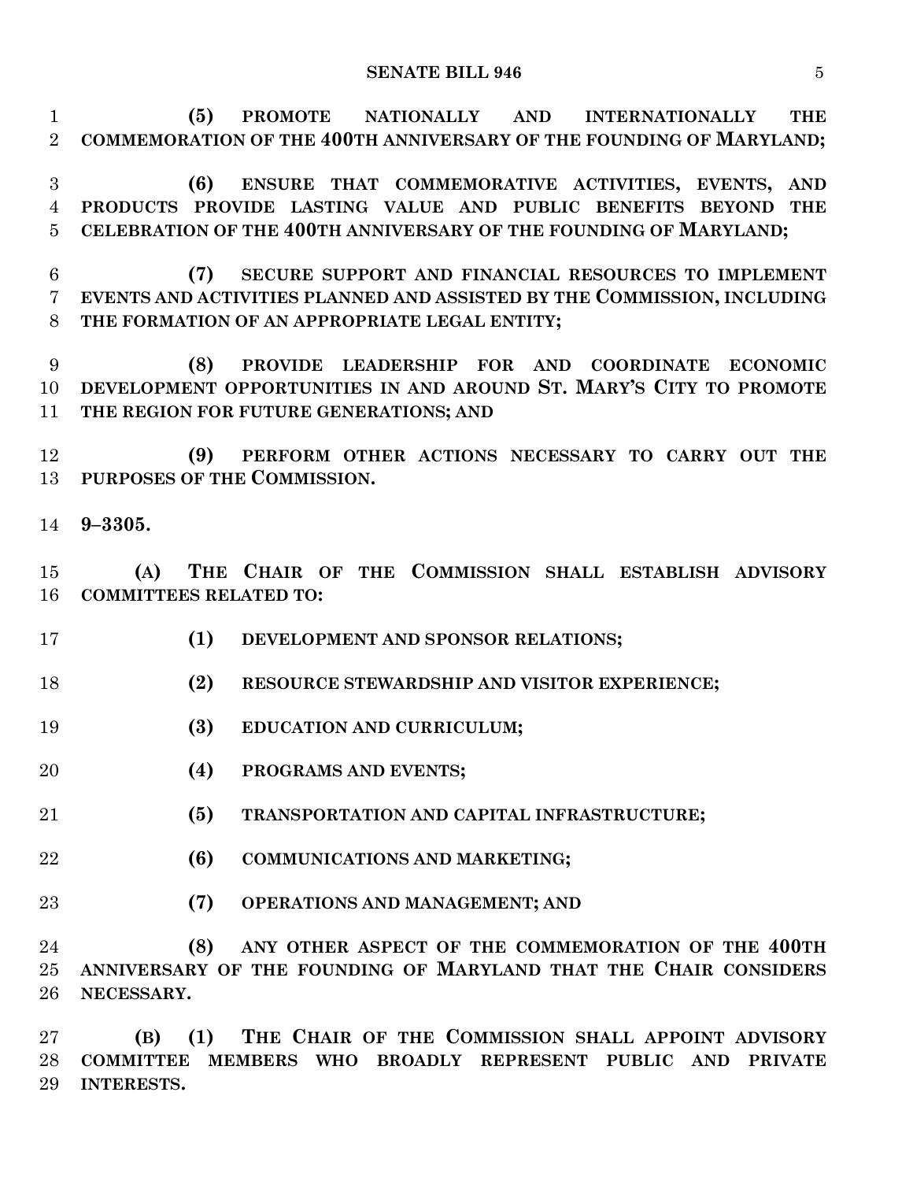**(5) PROMOTE NATIONALLY AND INTERNATIONALLY THE COMMEMORATION OF THE 400TH ANNIVERSARY OF THE FOUNDING OF MARYLAND;**

**(6) ENSURE THAT COMMEMORATIVE ACTIVITIES, EVENTS, AND PRODUCTS PROVIDE LASTING VALUE AND PUBLIC BENEFITS BEYOND THE CELEBRATION OF THE 400TH ANNIVERSARY OF THE FOUNDING OF MARYLAND;**

**(7) SECURE SUPPORT AND FINANCIAL RESOURCES TO IMPLEMENT EVENTS AND ACTIVITIES PLANNED AND ASSISTED BY THE COMMISSION, INCLUDING THE FORMATION OF AN APPROPRIATE LEGAL ENTITY;**

**(8) PROVIDE LEADERSHIP FOR AND COORDINATE ECONOMIC DEVELOPMENT OPPORTUNITIES IN AND AROUND ST. MARY'S CITY TO PROMOTE THE REGION FOR FUTURE GENERATIONS; AND**

**(9) PERFORM OTHER ACTIONS NECESSARY TO CARRY OUT THE PURPOSES OF THE COMMISSION.**

**9–3305.**

**(A) THE CHAIR OF THE COMMISSION SHALL ESTABLISH ADVISORY COMMITTEES RELATED TO:**

**(1) DEVELOPMENT AND SPONSOR RELATIONS;**

**(2) RESOURCE STEWARDSHIP AND VISITOR EXPERIENCE;**

**(3) EDUCATION AND CURRICULUM;**

**(4) PROGRAMS AND EVENTS;**

**(5) TRANSPORTATION AND CAPITAL INFRASTRUCTURE;**

**(6) COMMUNICATIONS AND MARKETING;**

**(7) OPERATIONS AND MANAGEMENT; AND**

**(8) ANY OTHER ASPECT OF THE COMMEMORATION OF THE 400TH ANNIVERSARY OF THE FOUNDING OF MARYLAND THAT THE CHAIR CONSIDERS NECESSARY.**

**(B) (1) THE CHAIR OF THE COMMISSION SHALL APPOINT ADVISORY COMMITTEE MEMBERS WHO BROADLY REPRESENT PUBLIC AND PRIVATE INTERESTS.**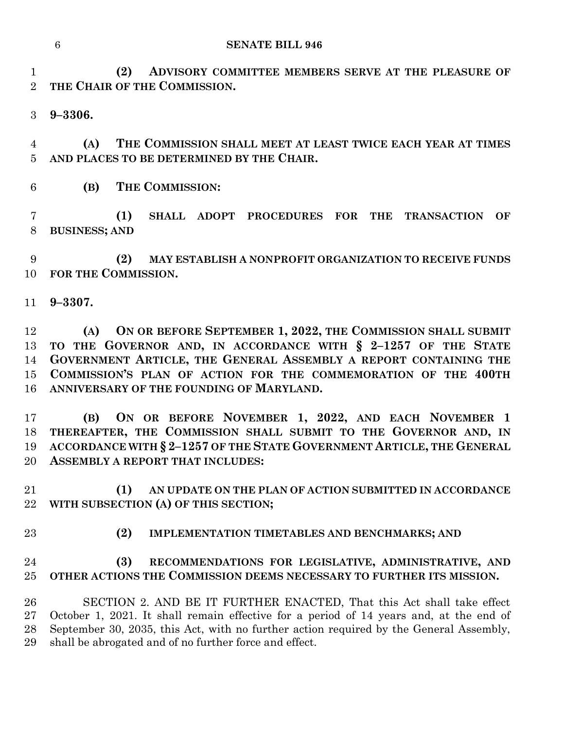**(2) ADVISORY COMMITTEE MEMBERS SERVE AT THE PLEASURE OF THE CHAIR OF THE COMMISSION.**

**9–3306.**

**(A) THE COMMISSION SHALL MEET AT LEAST TWICE EACH YEAR AT TIMES AND PLACES TO BE DETERMINED BY THE CHAIR.**

**(B) THE COMMISSION:**

**(1) SHALL ADOPT PROCEDURES FOR THE TRANSACTION OF BUSINESS; AND**

**(2) MAY ESTABLISH A NONPROFIT ORGANIZATION TO RECEIVE FUNDS FOR THE COMMISSION.**

**9–3307.**

**(A) ON OR BEFORE SEPTEMBER 1, 2022, THE COMMISSION SHALL SUBMIT TO THE GOVERNOR AND, IN ACCORDANCE WITH § 2–1257 OF THE STATE GOVERNMENT ARTICLE, THE GENERAL ASSEMBLY A REPORT CONTAINING THE COMMISSION'S PLAN OF ACTION FOR THE COMMEMORATION OF THE 400TH ANNIVERSARY OF THE FOUNDING OF MARYLAND.**

**(B) ON OR BEFORE NOVEMBER 1, 2022, AND EACH NOVEMBER 1 THEREAFTER, THE COMMISSION SHALL SUBMIT TO THE GOVERNOR AND, IN ACCORDANCE WITH § 2–1257 OF THE STATE GOVERNMENT ARTICLE, THE GENERAL ASSEMBLY A REPORT THAT INCLUDES:**

**(1) AN UPDATE ON THE PLAN OF ACTION SUBMITTED IN ACCORDANCE WITH SUBSECTION (A) OF THIS SECTION;**

**(2) IMPLEMENTATION TIMETABLES AND BENCHMARKS; AND**

**(3) RECOMMENDATIONS FOR LEGISLATIVE, ADMINISTRATIVE, AND OTHER ACTIONS THE COMMISSION DEEMS NECESSARY TO FURTHER ITS MISSION.**

SECTION 2. AND BE IT FURTHER ENACTED, That this Act shall take effect October 1, 2021. It shall remain effective for a period of 14 years and, at the end of September 30, 2035, this Act, with no further action required by the General Assembly, shall be abrogated and of no further force and effect.